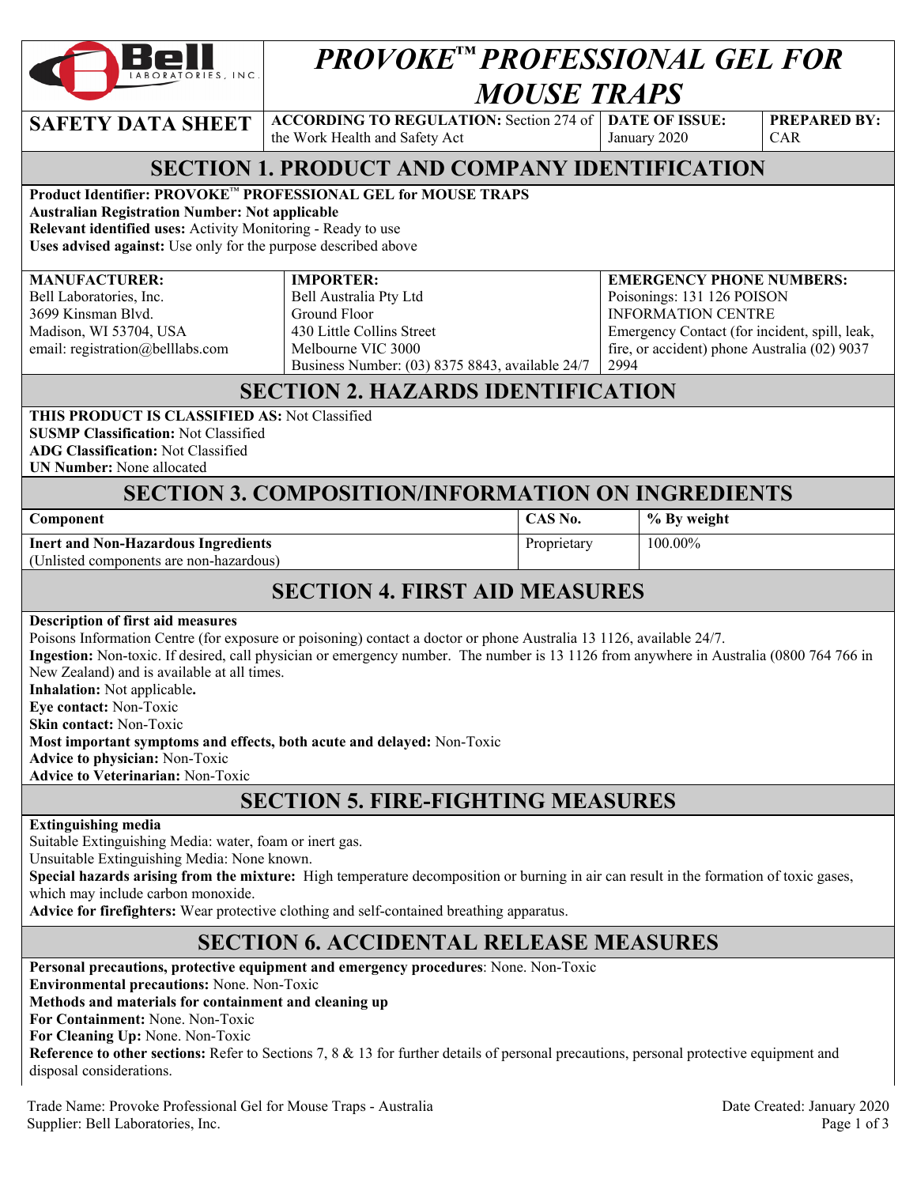# PROVOKE™ PROFESSIONAL GEL FOR MOUSE TRAPS

| SAFETY DATA SHEET | ACCORDING TO REGULATION: Section 274 of the Work Health and Safety Act | DATE OF ISSUE: January 2020 | PREPARED BY: CAR |
| --- | --- | --- | --- |

## SECTION 1. PRODUCT AND COMPANY IDENTIFICATION

**Product Identifier: PROVOKE™ PROFESSIONAL GEL for MOUSE TRAPS**
**Australian Registration Number: Not applicable**
**Relevant identified uses:** Activity Monitoring - Ready to use
**Uses advised against:** Use only for the purpose described above

| MANUFACTURER: | IMPORTER: | EMERGENCY PHONE NUMBERS: |
| --- | --- | --- |
| Bell Laboratories, Inc.<br>3699 Kinsman Blvd.<br>Madison, WI 53704, USA<br>email: registration@belllabs.com | Bell Australia Pty Ltd<br>Ground Floor<br>430 Little Collins Street<br>Melbourne VIC 3000<br>Business Number: (03) 8375 8843, available 24/7 | Poisonings: 131 126 POISON INFORMATION CENTRE<br>Emergency Contact (for incident, spill, leak, fire, or accident) phone Australia (02) 9037 2994 |

## SECTION 2. HAZARDS IDENTIFICATION

**THIS PRODUCT IS CLASSIFIED AS:** Not Classified
**SUSMP Classification:** Not Classified
**ADG Classification:** Not Classified
**UN Number:** None allocated

## SECTION 3. COMPOSITION/INFORMATION ON INGREDIENTS

| Component | CAS No. | % By weight |
| --- | --- | --- |
| **Inert and Non-Hazardous Ingredients**<br>(Unlisted components are non-hazardous) | Proprietary | 100.00% |

## SECTION 4. FIRST AID MEASURES

**Description of first aid measures**
Poisons Information Centre (for exposure or poisoning) contact a doctor or phone Australia 13 1126, available 24/7.
**Ingestion:** Non-toxic. If desired, call physician or emergency number. The number is 13 1126 from anywhere in Australia (0800 764 766 in New Zealand) and is available at all times.
**Inhalation:** Not applicable**.**
**Eye contact:** Non-Toxic
**Skin contact:** Non-Toxic
**Most important symptoms and effects, both acute and delayed:** Non-Toxic
**Advice to physician:** Non-Toxic
**Advice to Veterinarian:** Non-Toxic

## SECTION 5. FIRE-FIGHTING MEASURES

**Extinguishing media**
Suitable Extinguishing Media: water, foam or inert gas.
Unsuitable Extinguishing Media: None known.
**Special hazards arising from the mixture:** High temperature decomposition or burning in air can result in the formation of toxic gases, which may include carbon monoxide.
**Advice for firefighters:** Wear protective clothing and self-contained breathing apparatus.

## SECTION 6. ACCIDENTAL RELEASE MEASURES

**Personal precautions, protective equipment and emergency procedures**: None. Non-Toxic
**Environmental precautions:** None. Non-Toxic
**Methods and materials for containment and cleaning up**
**For Containment:** None. Non-Toxic
**For Cleaning Up:** None. Non-Toxic
**Reference to other sections:** Refer to Sections 7, 8 & 13 for further details of personal precautions, personal protective equipment and disposal considerations.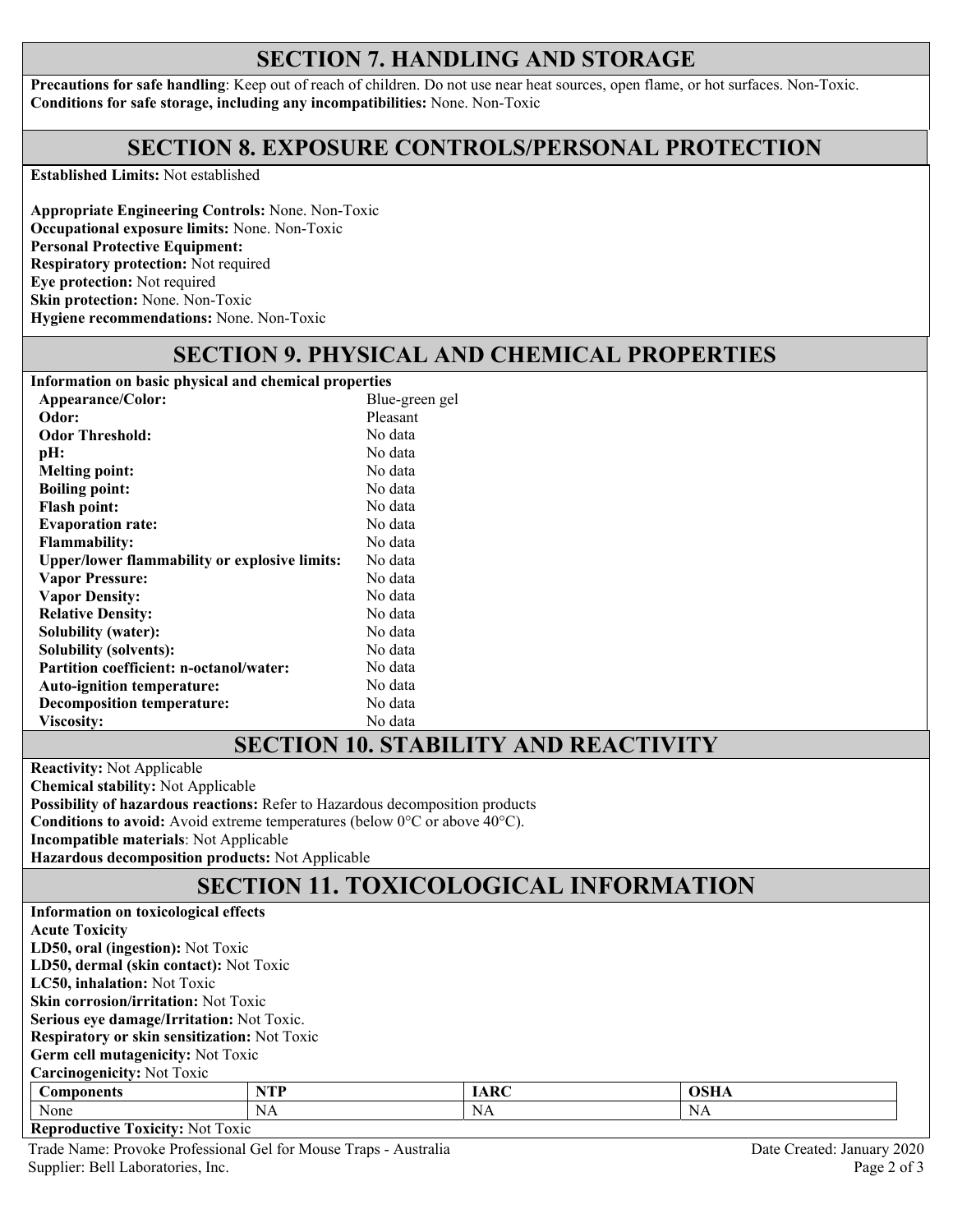## SECTION 7. HANDLING AND STORAGE

**Precautions for safe handling**: Keep out of reach of children. Do not use near heat sources, open flame, or hot surfaces. Non-Toxic.
**Conditions for safe storage, including any incompatibilities:** None. Non-Toxic

## SECTION 8. EXPOSURE CONTROLS/PERSONAL PROTECTION

**Established Limits:** Not established

**Appropriate Engineering Controls:** None. Non-Toxic
**Occupational exposure limits:** None. Non-Toxic
**Personal Protective Equipment:**
**Respiratory protection:** Not required
**Eye protection:** Not required
**Skin protection:** None. Non-Toxic
**Hygiene recommendations:** None. Non-Toxic

## SECTION 9. PHYSICAL AND CHEMICAL PROPERTIES

**Information on basic physical and chemical properties**

| | |
|---|---|
| **Appearance/Color:** | Blue-green gel |
| **Odor:** | Pleasant |
| **Odor Threshold:** | No data |
| **pH:** | No data |
| **Melting point:** | No data |
| **Boiling point:** | No data |
| **Flash point:** | No data |
| **Evaporation rate:** | No data |
| **Flammability:** | No data |
| **Upper/lower flammability or explosive limits:** | No data |
| **Vapor Pressure:** | No data |
| **Vapor Density:** | No data |
| **Relative Density:** | No data |
| **Solubility (water):** | No data |
| **Solubility (solvents):** | No data |
| **Partition coefficient: n-octanol/water:** | No data |
| **Auto-ignition temperature:** | No data |
| **Decomposition temperature:** | No data |
| **Viscosity:** | No data |

## SECTION 10. STABILITY AND REACTIVITY

**Reactivity:** Not Applicable
**Chemical stability:** Not Applicable
**Possibility of hazardous reactions:** Refer to Hazardous decomposition products
**Conditions to avoid:** Avoid extreme temperatures (below 0°C or above 40°C).
**Incompatible materials**: Not Applicable
**Hazardous decomposition products:** Not Applicable

## SECTION 11. TOXICOLOGICAL INFORMATION

**Information on toxicological effects**
**Acute Toxicity**
**LD50, oral (ingestion):** Not Toxic
**LD50, dermal (skin contact):** Not Toxic
**LC50, inhalation:** Not Toxic
**Skin corrosion/irritation:** Not Toxic
**Serious eye damage/Irritation:** Not Toxic.
**Respiratory or skin sensitization:** Not Toxic
**Germ cell mutagenicity:** Not Toxic
**Carcinogenicity:** Not Toxic

| Components | NTP | IARC | OSHA |
|---|---|---|---|
| None | NA | NA | NA |

**Reproductive Toxicity:** Not Toxic

Trade Name: Provoke Professional Gel for Mouse Traps - Australia
Supplier: Bell Laboratories, Inc.
Date Created: January 2020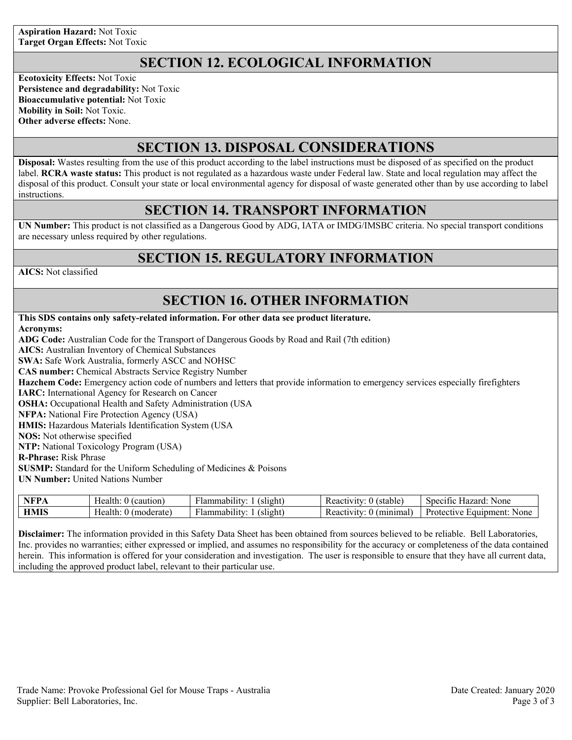**Aspiration Hazard:** Not Toxic
**Target Organ Effects:** Not Toxic

## SECTION 12. ECOLOGICAL INFORMATION

**Ecotoxicity Effects:** Not Toxic
**Persistence and degradability:** Not Toxic
**Bioaccumulative potential:** Not Toxic
**Mobility in Soil:** Not Toxic.
**Other adverse effects:** None.

## SECTION 13. DISPOSAL CONSIDERATIONS

**Disposal:** Wastes resulting from the use of this product according to the label instructions must be disposed of as specified on the product label. **RCRA waste status:** This product is not regulated as a hazardous waste under Federal law. State and local regulation may affect the disposal of this product. Consult your state or local environmental agency for disposal of waste generated other than by use according to label instructions.

## SECTION 14. TRANSPORT INFORMATION

**UN Number:** This product is not classified as a Dangerous Good by ADG, IATA or IMDG/IMSBC criteria. No special transport conditions are necessary unless required by other regulations.

## SECTION 15. REGULATORY INFORMATION

**AICS:** Not classified

## SECTION 16. OTHER INFORMATION

**This SDS contains only safety-related information. For other data see product literature.**

**Acronyms:**
**ADG Code:** Australian Code for the Transport of Dangerous Goods by Road and Rail (7th edition)
**AICS:** Australian Inventory of Chemical Substances
**SWA:** Safe Work Australia, formerly ASCC and NOHSC
**CAS number:** Chemical Abstracts Service Registry Number
**Hazchem Code:** Emergency action code of numbers and letters that provide information to emergency services especially firefighters
**IARC:** International Agency for Research on Cancer
**OSHA:** Occupational Health and Safety Administration (USA
**NFPA:** National Fire Protection Agency (USA)
**HMIS:** Hazardous Materials Identification System (USA
**NOS:** Not otherwise specified
**NTP:** National Toxicology Program (USA)
**R-Phrase:** Risk Phrase
**SUSMP:** Standard for the Uniform Scheduling of Medicines & Poisons
**UN Number:** United Nations Number

| | | | | |
|---|---|---|---|---|
| **NFPA** | Health: 0 (caution) | Flammability: 1 (slight) | Reactivity: 0 (stable) | Specific Hazard: None |
| **HMIS** | Health: 0 (moderate) | Flammability: 1 (slight) | Reactivity: 0 (minimal) | Protective Equipment: None |

**Disclaimer:** The information provided in this Safety Data Sheet has been obtained from sources believed to be reliable. Bell Laboratories, Inc. provides no warranties; either expressed or implied, and assumes no responsibility for the accuracy or completeness of the data contained herein. This information is offered for your consideration and investigation. The user is responsible to ensure that they have all current data, including the approved product label, relevant to their particular use.